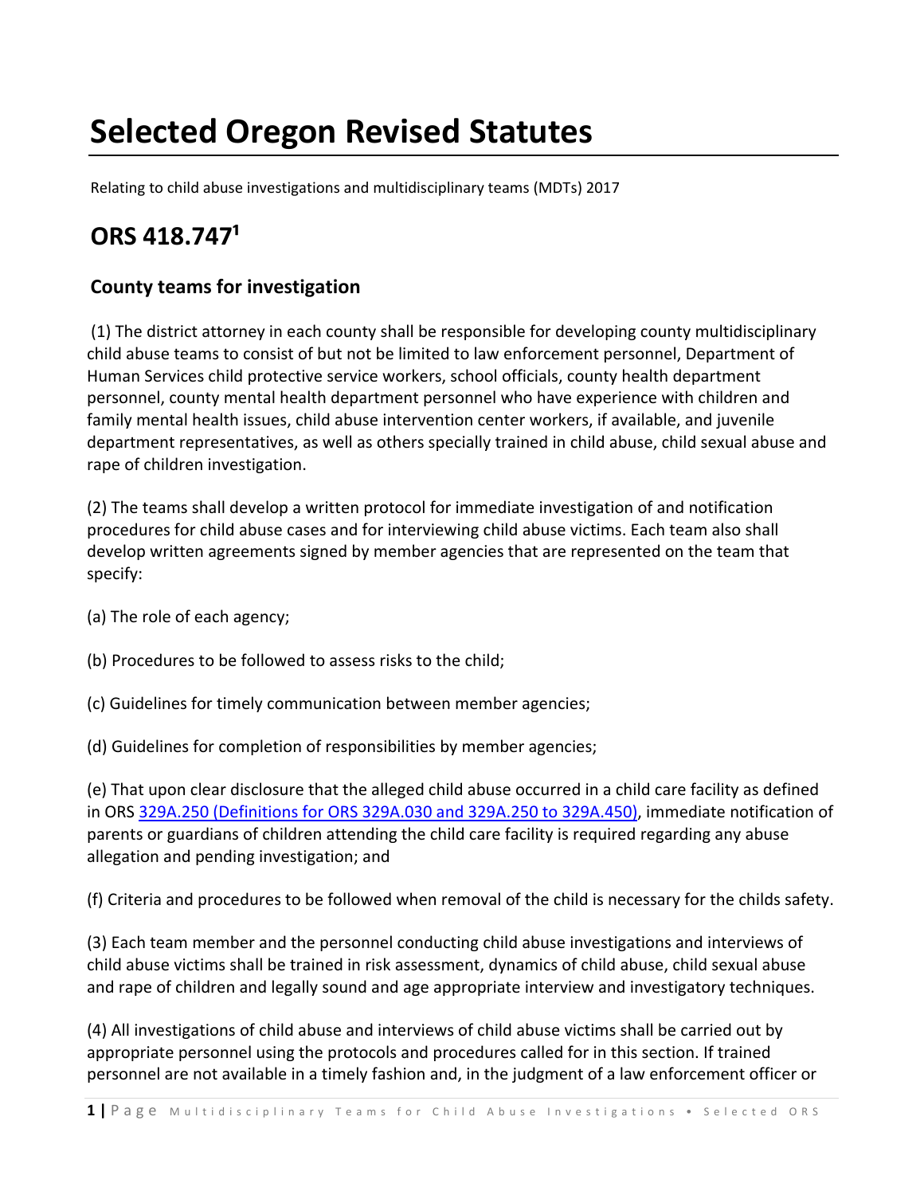# Selected Oregon Revised Statutes

Relating to child abuse investigations and multidisciplinary teams (MDTs) 2017

## ORS 418.747[1]

### County teams for investigation

(1) The district attorney in each county shall be responsible for developing county multidisciplinary child abuse teams to consist of but not be limited to law enforcement personnel, Department of Human Services child protective service workers, school officials, county health department personnel, county mental health department personnel who have experience with children and family mental health issues, child abuse intervention center workers, if available, and juvenile department representatives, as well as others specially trained in child abuse, child sexual abuse and rape of children investigation.

(2) The teams shall develop a written protocol for immediate investigation of and notification procedures for child abuse cases and for interviewing child abuse victims. Each team also shall develop written agreements signed by member agencies that are represented on the team that specify:

(a) The role of each agency;

(b) Procedures to be followed to assess risks to the child;

(c) Guidelines for timely communication between member agencies;

(d) Guidelines for completion of responsibilities by member agencies;

(e) That upon clear disclosure that the alleged child abuse occurred in a child care facility as defined in ORS [329A.250 (Definitions for ORS 329A.030 and 329A.250 to 329A.450)](), immediate notification of parents or guardians of children attending the child care facility is required regarding any abuse allegation and pending investigation; and

(f) Criteria and procedures to be followed when removal of the child is necessary for the childs safety.

(3) Each team member and the personnel conducting child abuse investigations and interviews of child abuse victims shall be trained in risk assessment, dynamics of child abuse, child sexual abuse and rape of children and legally sound and age appropriate interview and investigatory techniques.

(4) All investigations of child abuse and interviews of child abuse victims shall be carried out by appropriate personnel using the protocols and procedures called for in this section. If trained personnel are not available in a timely fashion and, in the judgment of a law enforcement officer or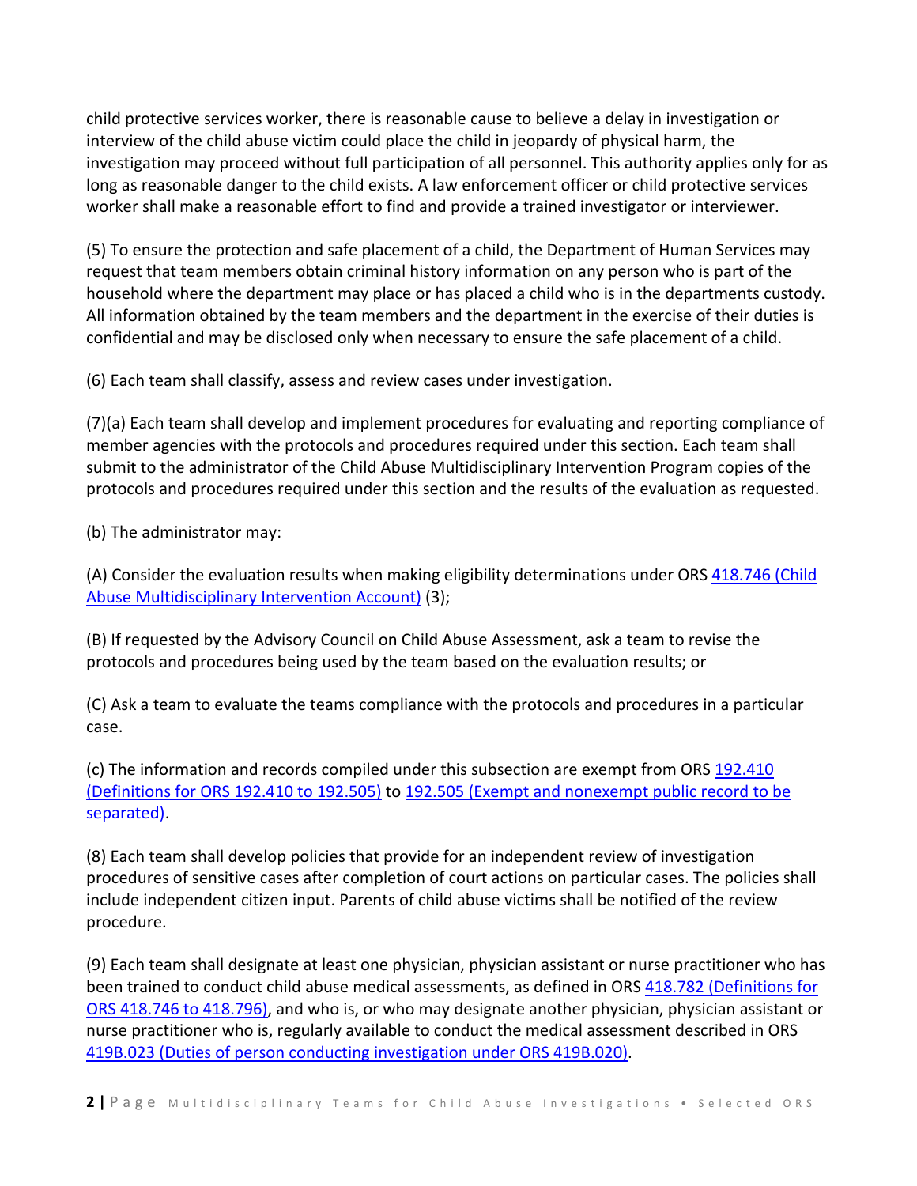child protective services worker, there is reasonable cause to believe a delay in investigation or interview of the child abuse victim could place the child in jeopardy of physical harm, the investigation may proceed without full participation of all personnel. This authority applies only for as long as reasonable danger to the child exists. A law enforcement officer or child protective services worker shall make a reasonable effort to find and provide a trained investigator or interviewer.

(5) To ensure the protection and safe placement of a child, the Department of Human Services may request that team members obtain criminal history information on any person who is part of the household where the department may place or has placed a child who is in the departments custody. All information obtained by the team members and the department in the exercise of their duties is confidential and may be disclosed only when necessary to ensure the safe placement of a child.

(6) Each team shall classify, assess and review cases under investigation.

(7)(a) Each team shall develop and implement procedures for evaluating and reporting compliance of member agencies with the protocols and procedures required under this section. Each team shall submit to the administrator of the Child Abuse Multidisciplinary Intervention Program copies of the protocols and procedures required under this section and the results of the evaluation as requested.

(b) The administrator may:

(A) Consider the evaluation results when making eligibility determinations under ORS 418.746 (Child Abuse Multidisciplinary Intervention Account) (3);

(B) If requested by the Advisory Council on Child Abuse Assessment, ask a team to revise the protocols and procedures being used by the team based on the evaluation results; or

(C) Ask a team to evaluate the teams compliance with the protocols and procedures in a particular case.

(c) The information and records compiled under this subsection are exempt from ORS 192.410 (Definitions for ORS 192.410 to 192.505) to 192.505 (Exempt and nonexempt public record to be separated).

(8) Each team shall develop policies that provide for an independent review of investigation procedures of sensitive cases after completion of court actions on particular cases. The policies shall include independent citizen input. Parents of child abuse victims shall be notified of the review procedure.

(9) Each team shall designate at least one physician, physician assistant or nurse practitioner who has been trained to conduct child abuse medical assessments, as defined in ORS 418.782 (Definitions for ORS 418.746 to 418.796), and who is, or who may designate another physician, physician assistant or nurse practitioner who is, regularly available to conduct the medical assessment described in ORS 419B.023 (Duties of person conducting investigation under ORS 419B.020).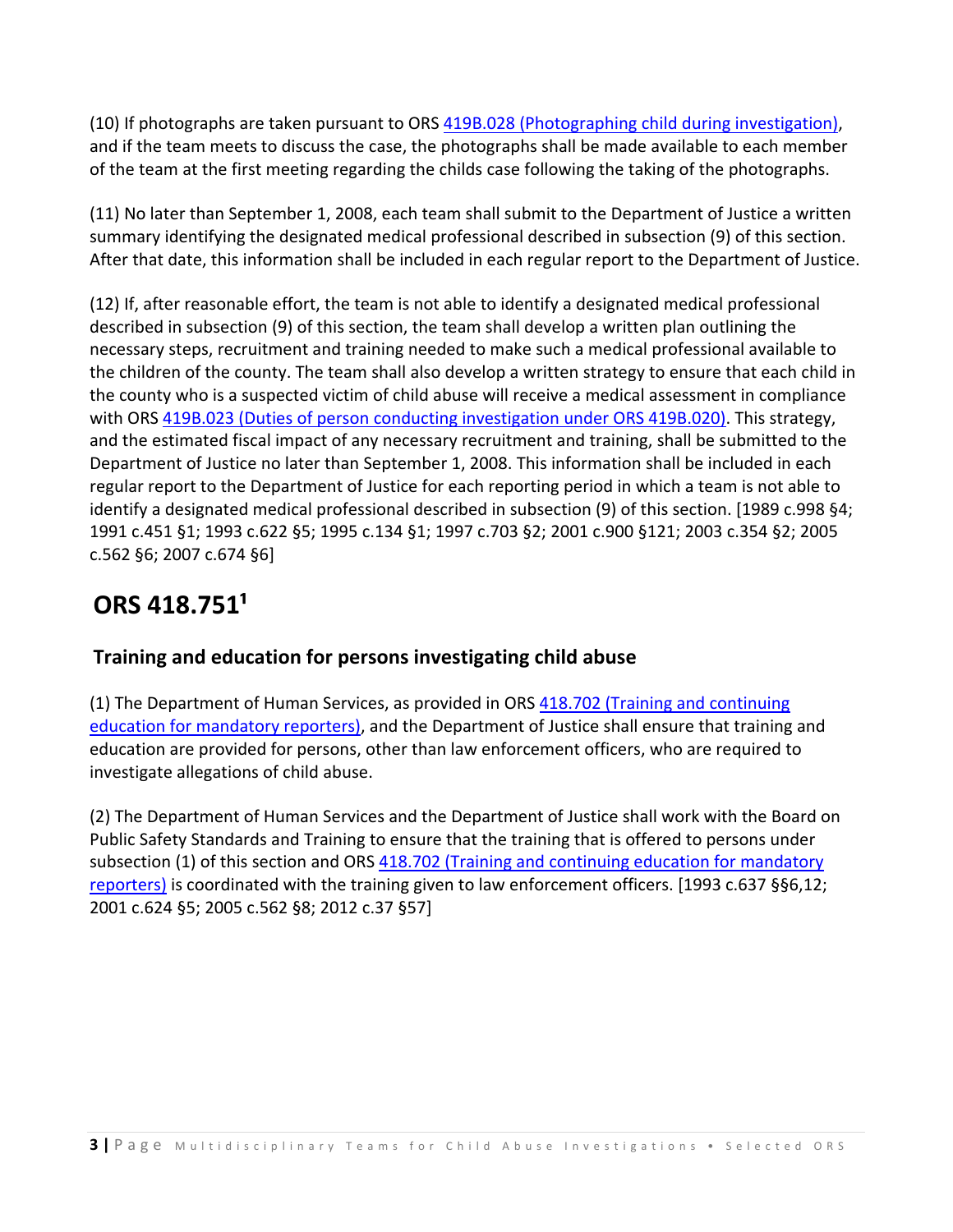(10) If photographs are taken pursuant to ORS 419B.028 (Photographing child during investigation), and if the team meets to discuss the case, the photographs shall be made available to each member of the team at the first meeting regarding the childs case following the taking of the photographs.

(11) No later than September 1, 2008, each team shall submit to the Department of Justice a written summary identifying the designated medical professional described in subsection (9) of this section. After that date, this information shall be included in each regular report to the Department of Justice.

(12) If, after reasonable effort, the team is not able to identify a designated medical professional described in subsection (9) of this section, the team shall develop a written plan outlining the necessary steps, recruitment and training needed to make such a medical professional available to the children of the county. The team shall also develop a written strategy to ensure that each child in the county who is a suspected victim of child abuse will receive a medical assessment in compliance with ORS 419B.023 (Duties of person conducting investigation under ORS 419B.020). This strategy, and the estimated fiscal impact of any necessary recruitment and training, shall be submitted to the Department of Justice no later than September 1, 2008. This information shall be included in each regular report to the Department of Justice for each reporting period in which a team is not able to identify a designated medical professional described in subsection (9) of this section. [1989 c.998 §4; 1991 c.451 §1; 1993 c.622 §5; 1995 c.134 §1; 1997 c.703 §2; 2001 c.900 §121; 2003 c.354 §2; 2005 c.562 §6; 2007 c.674 §6]

# ORS 418.751[1]

## Training and education for persons investigating child abuse

(1) The Department of Human Services, as provided in ORS 418.702 (Training and continuing education for mandatory reporters), and the Department of Justice shall ensure that training and education are provided for persons, other than law enforcement officers, who are required to investigate allegations of child abuse.

(2) The Department of Human Services and the Department of Justice shall work with the Board on Public Safety Standards and Training to ensure that the training that is offered to persons under subsection (1) of this section and ORS 418.702 (Training and continuing education for mandatory reporters) is coordinated with the training given to law enforcement officers. [1993 c.637 §§6,12; 2001 c.624 §5; 2005 c.562 §8; 2012 c.37 §57]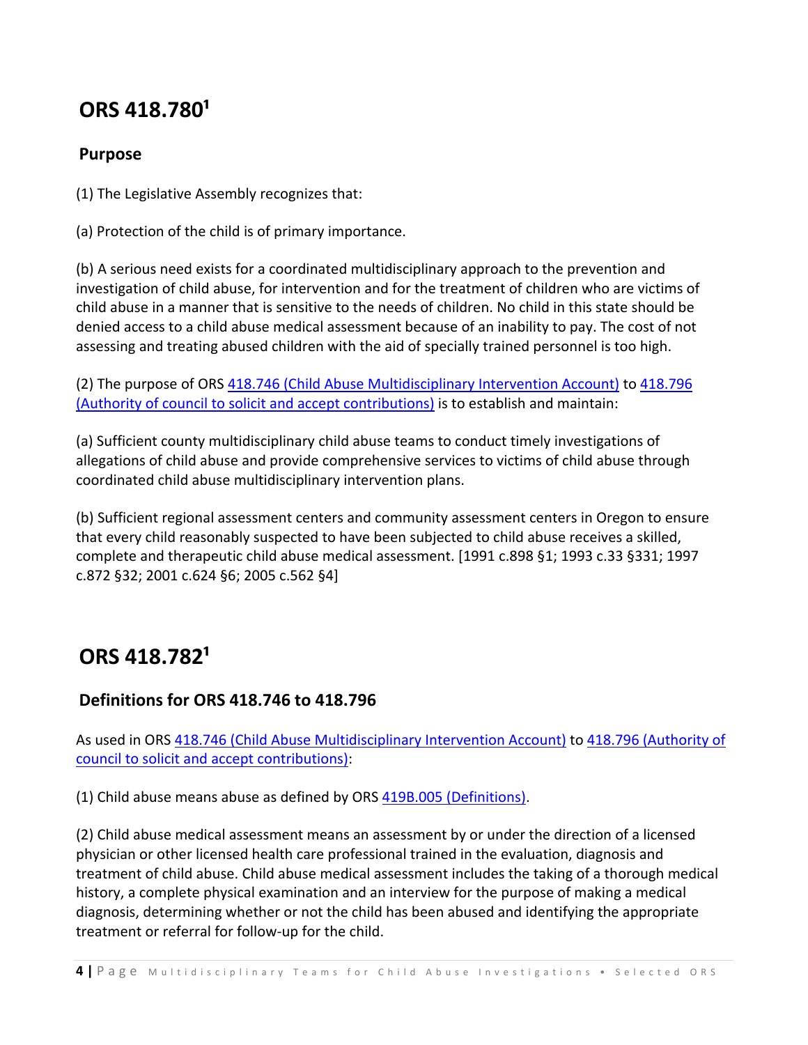# ORS 418.780[1]

## Purpose

(1) The Legislative Assembly recognizes that:

(a) Protection of the child is of primary importance.

(b) A serious need exists for a coordinated multidisciplinary approach to the prevention and investigation of child abuse, for intervention and for the treatment of children who are victims of child abuse in a manner that is sensitive to the needs of children. No child in this state should be denied access to a child abuse medical assessment because of an inability to pay. The cost of not assessing and treating abused children with the aid of specially trained personnel is too high.

(2) The purpose of ORS 418.746 (Child Abuse Multidisciplinary Intervention Account) to 418.796 (Authority of council to solicit and accept contributions) is to establish and maintain:

(a) Sufficient county multidisciplinary child abuse teams to conduct timely investigations of allegations of child abuse and provide comprehensive services to victims of child abuse through coordinated child abuse multidisciplinary intervention plans.

(b) Sufficient regional assessment centers and community assessment centers in Oregon to ensure that every child reasonably suspected to have been subjected to child abuse receives a skilled, complete and therapeutic child abuse medical assessment. [1991 c.898 §1; 1993 c.33 §331; 1997 c.872 §32; 2001 c.624 §6; 2005 c.562 §4]

# ORS 418.782[1]

## Definitions for ORS 418.746 to 418.796

As used in ORS 418.746 (Child Abuse Multidisciplinary Intervention Account) to 418.796 (Authority of council to solicit and accept contributions):

(1) Child abuse means abuse as defined by ORS 419B.005 (Definitions).

(2) Child abuse medical assessment means an assessment by or under the direction of a licensed physician or other licensed health care professional trained in the evaluation, diagnosis and treatment of child abuse. Child abuse medical assessment includes the taking of a thorough medical history, a complete physical examination and an interview for the purpose of making a medical diagnosis, determining whether or not the child has been abused and identifying the appropriate treatment or referral for follow-up for the child.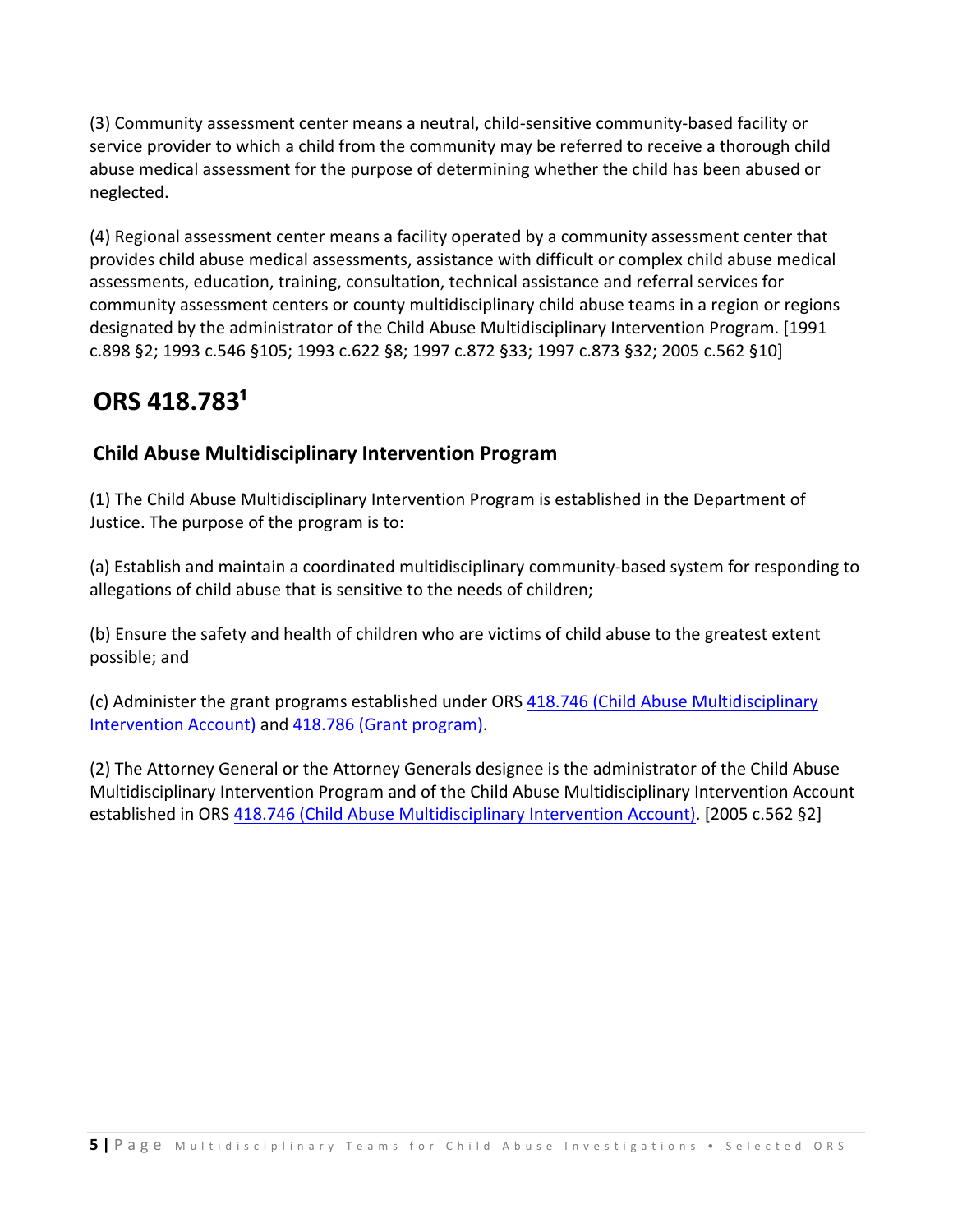(3) Community assessment center means a neutral, child-sensitive community-based facility or service provider to which a child from the community may be referred to receive a thorough child abuse medical assessment for the purpose of determining whether the child has been abused or neglected.

(4) Regional assessment center means a facility operated by a community assessment center that provides child abuse medical assessments, assistance with difficult or complex child abuse medical assessments, education, training, consultation, technical assistance and referral services for community assessment centers or county multidisciplinary child abuse teams in a region or regions designated by the administrator of the Child Abuse Multidisciplinary Intervention Program. [1991 c.898 §2; 1993 c.546 §105; 1993 c.622 §8; 1997 c.872 §33; 1997 c.873 §32; 2005 c.562 §10]

## ORS 418.783[1]

### Child Abuse Multidisciplinary Intervention Program

(1) The Child Abuse Multidisciplinary Intervention Program is established in the Department of Justice. The purpose of the program is to:

(a) Establish and maintain a coordinated multidisciplinary community-based system for responding to allegations of child abuse that is sensitive to the needs of children;

(b) Ensure the safety and health of children who are victims of child abuse to the greatest extent possible; and

(c) Administer the grant programs established under ORS 418.746 (Child Abuse Multidisciplinary Intervention Account) and 418.786 (Grant program).

(2) The Attorney General or the Attorney Generals designee is the administrator of the Child Abuse Multidisciplinary Intervention Program and of the Child Abuse Multidisciplinary Intervention Account established in ORS 418.746 (Child Abuse Multidisciplinary Intervention Account). [2005 c.562 §2]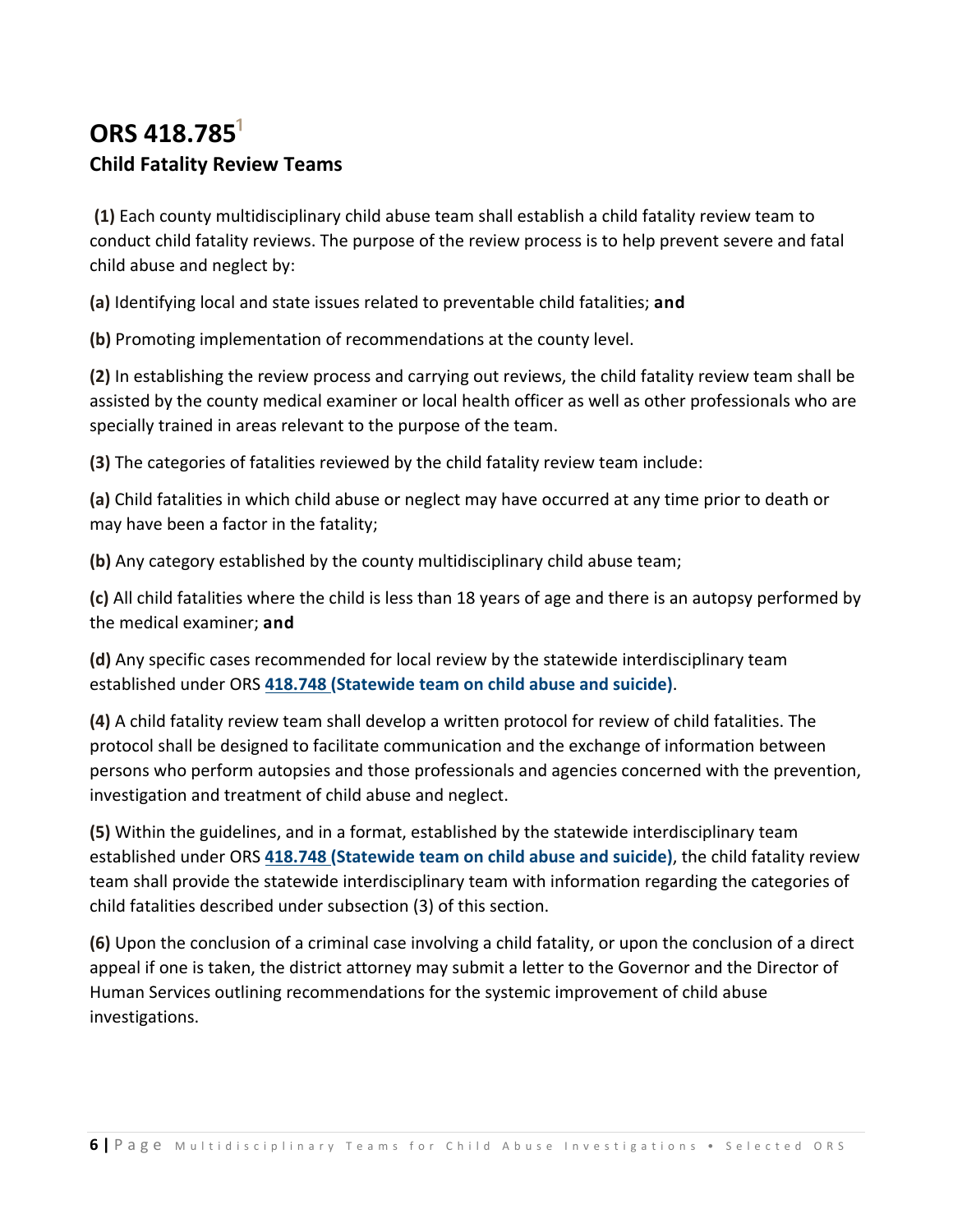# ORS 418.785[1]

## Child Fatality Review Teams

**(1)** Each county multidisciplinary child abuse team shall establish a child fatality review team to conduct child fatality reviews. The purpose of the review process is to help prevent severe and fatal child abuse and neglect by:

**(a)** Identifying local and state issues related to preventable child fatalities; **and**

**(b)** Promoting implementation of recommendations at the county level.

**(2)** In establishing the review process and carrying out reviews, the child fatality review team shall be assisted by the county medical examiner or local health officer as well as other professionals who are specially trained in areas relevant to the purpose of the team.

**(3)** The categories of fatalities reviewed by the child fatality review team include:

**(a)** Child fatalities in which child abuse or neglect may have occurred at any time prior to death or may have been a factor in the fatality;

**(b)** Any category established by the county multidisciplinary child abuse team;

**(c)** All child fatalities where the child is less than 18 years of age and there is an autopsy performed by the medical examiner; **and**

**(d)** Any specific cases recommended for local review by the statewide interdisciplinary team established under ORS **418.748 (Statewide team on child abuse and suicide)**.

**(4)** A child fatality review team shall develop a written protocol for review of child fatalities. The protocol shall be designed to facilitate communication and the exchange of information between persons who perform autopsies and those professionals and agencies concerned with the prevention, investigation and treatment of child abuse and neglect.

**(5)** Within the guidelines, and in a format, established by the statewide interdisciplinary team established under ORS **418.748 (Statewide team on child abuse and suicide)**, the child fatality review team shall provide the statewide interdisciplinary team with information regarding the categories of child fatalities described under subsection (3) of this section.

**(6)** Upon the conclusion of a criminal case involving a child fatality, or upon the conclusion of a direct appeal if one is taken, the district attorney may submit a letter to the Governor and the Director of Human Services outlining recommendations for the systemic improvement of child abuse investigations.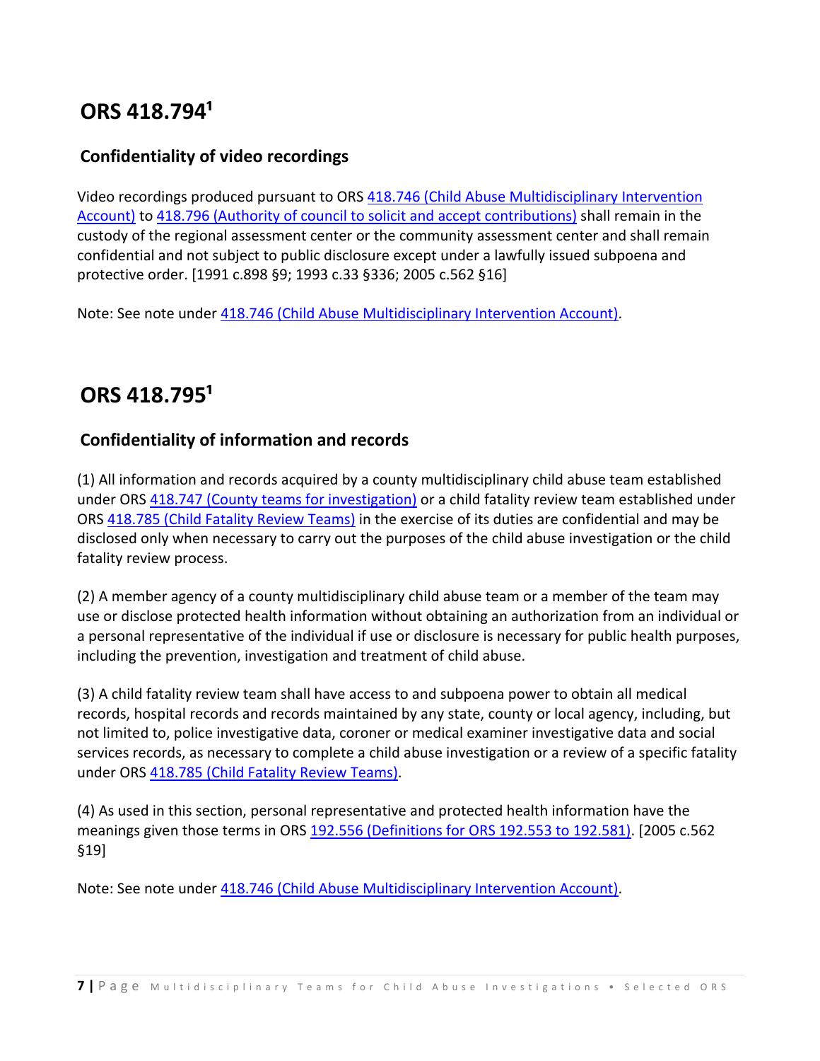# ORS 418.794[1]

## Confidentiality of video recordings

Video recordings produced pursuant to ORS 418.746 (Child Abuse Multidisciplinary Intervention Account) to 418.796 (Authority of council to solicit and accept contributions) shall remain in the custody of the regional assessment center or the community assessment center and shall remain confidential and not subject to public disclosure except under a lawfully issued subpoena and protective order. [1991 c.898 §9; 1993 c.33 §336; 2005 c.562 §16]

Note: See note under 418.746 (Child Abuse Multidisciplinary Intervention Account).

# ORS 418.795[1]

## Confidentiality of information and records

(1) All information and records acquired by a county multidisciplinary child abuse team established under ORS 418.747 (County teams for investigation) or a child fatality review team established under ORS 418.785 (Child Fatality Review Teams) in the exercise of its duties are confidential and may be disclosed only when necessary to carry out the purposes of the child abuse investigation or the child fatality review process.

(2) A member agency of a county multidisciplinary child abuse team or a member of the team may use or disclose protected health information without obtaining an authorization from an individual or a personal representative of the individual if use or disclosure is necessary for public health purposes, including the prevention, investigation and treatment of child abuse.

(3) A child fatality review team shall have access to and subpoena power to obtain all medical records, hospital records and records maintained by any state, county or local agency, including, but not limited to, police investigative data, coroner or medical examiner investigative data and social services records, as necessary to complete a child abuse investigation or a review of a specific fatality under ORS 418.785 (Child Fatality Review Teams).

(4) As used in this section, personal representative and protected health information have the meanings given those terms in ORS 192.556 (Definitions for ORS 192.553 to 192.581). [2005 c.562 §19]

Note: See note under 418.746 (Child Abuse Multidisciplinary Intervention Account).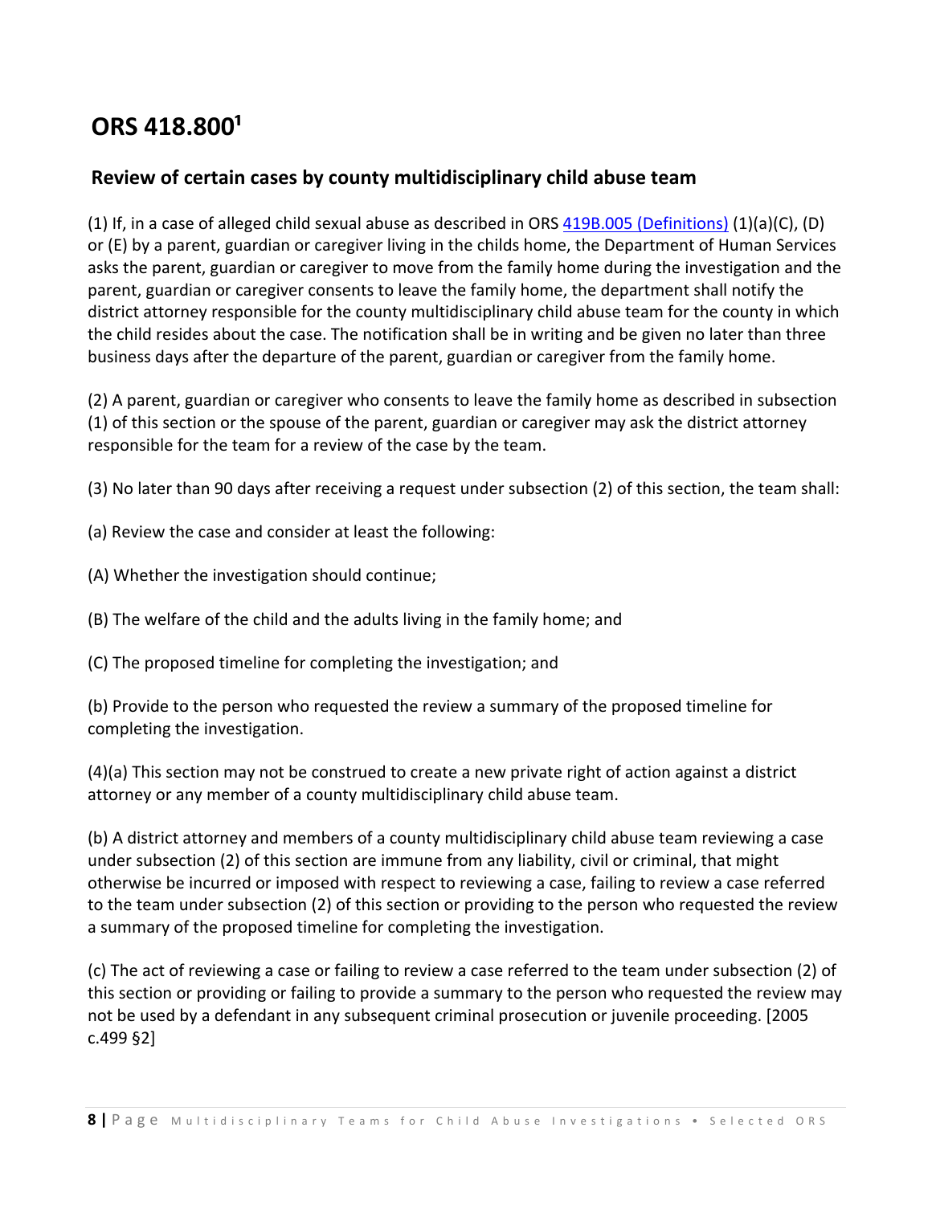# ORS 418.800[1]

## Review of certain cases by county multidisciplinary child abuse team

(1) If, in a case of alleged child sexual abuse as described in ORS [419B.005 (Definitions)](#) (1)(a)(C), (D) or (E) by a parent, guardian or caregiver living in the childs home, the Department of Human Services asks the parent, guardian or caregiver to move from the family home during the investigation and the parent, guardian or caregiver consents to leave the family home, the department shall notify the district attorney responsible for the county multidisciplinary child abuse team for the county in which the child resides about the case. The notification shall be in writing and be given no later than three business days after the departure of the parent, guardian or caregiver from the family home.

(2) A parent, guardian or caregiver who consents to leave the family home as described in subsection (1) of this section or the spouse of the parent, guardian or caregiver may ask the district attorney responsible for the team for a review of the case by the team.

(3) No later than 90 days after receiving a request under subsection (2) of this section, the team shall:

(a) Review the case and consider at least the following:

(A) Whether the investigation should continue;

(B) The welfare of the child and the adults living in the family home; and

(C) The proposed timeline for completing the investigation; and

(b) Provide to the person who requested the review a summary of the proposed timeline for completing the investigation.

(4)(a) This section may not be construed to create a new private right of action against a district attorney or any member of a county multidisciplinary child abuse team.

(b) A district attorney and members of a county multidisciplinary child abuse team reviewing a case under subsection (2) of this section are immune from any liability, civil or criminal, that might otherwise be incurred or imposed with respect to reviewing a case, failing to review a case referred to the team under subsection (2) of this section or providing to the person who requested the review a summary of the proposed timeline for completing the investigation.

(c) The act of reviewing a case or failing to review a case referred to the team under subsection (2) of this section or providing or failing to provide a summary to the person who requested the review may not be used by a defendant in any subsequent criminal prosecution or juvenile proceeding. [2005 c.499 §2]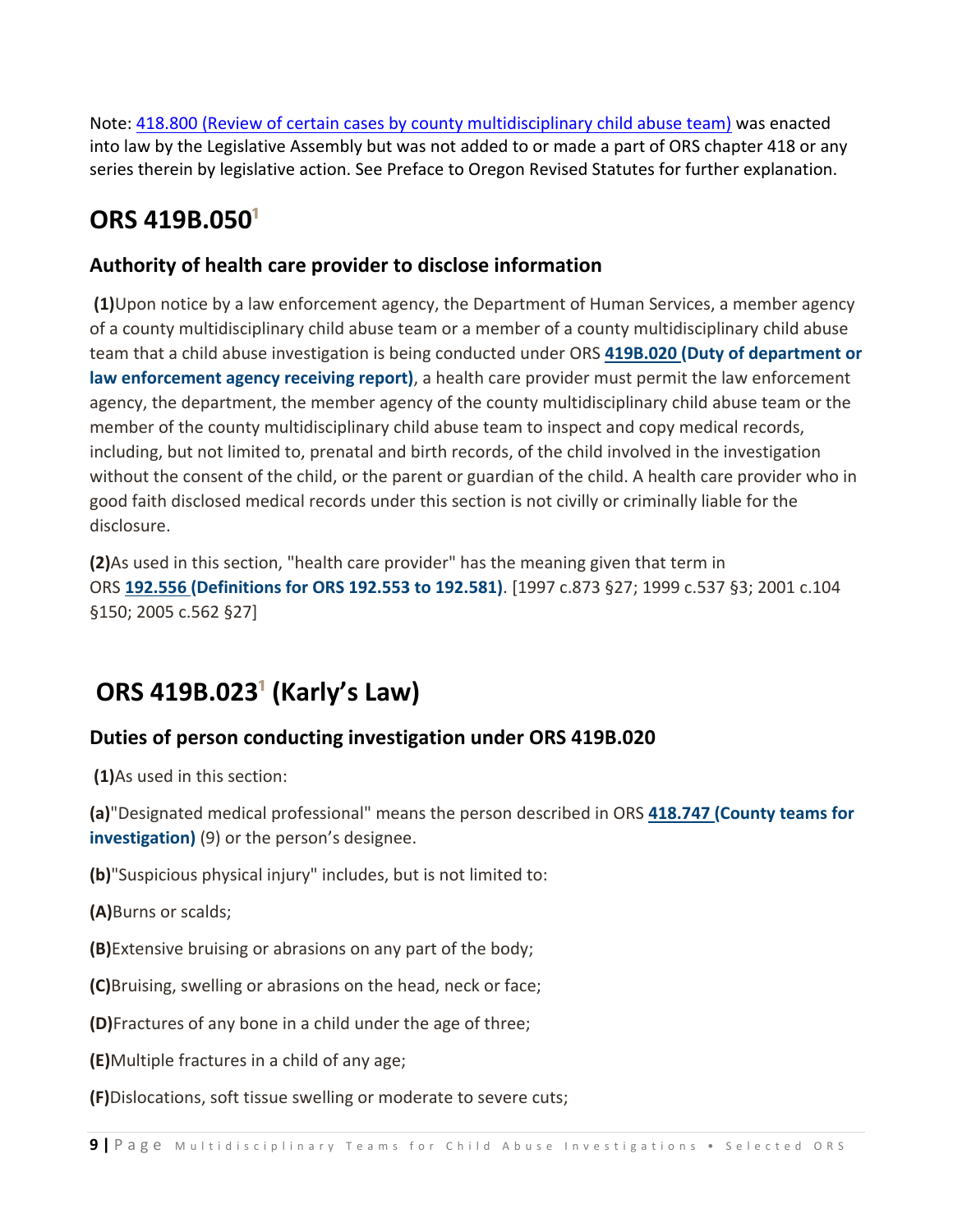Note: 418.800 (Review of certain cases by county multidisciplinary child abuse team) was enacted into law by the Legislative Assembly but was not added to or made a part of ORS chapter 418 or any series therein by legislative action. See Preface to Oregon Revised Statutes for further explanation.

## ORS 419B.050[1]

### Authority of health care provider to disclose information

**(1)** Upon notice by a law enforcement agency, the Department of Human Services, a member agency of a county multidisciplinary child abuse team or a member of a county multidisciplinary child abuse team that a child abuse investigation is being conducted under ORS **419B.020 (Duty of department or law enforcement agency receiving report)**, a health care provider must permit the law enforcement agency, the department, the member agency of the county multidisciplinary child abuse team or the member of the county multidisciplinary child abuse team to inspect and copy medical records, including, but not limited to, prenatal and birth records, of the child involved in the investigation without the consent of the child, or the parent or guardian of the child. A health care provider who in good faith disclosed medical records under this section is not civilly or criminally liable for the disclosure.

**(2)** As used in this section, "health care provider" has the meaning given that term in ORS **192.556 (Definitions for ORS 192.553 to 192.581)**. [1997 c.873 §27; 1999 c.537 §3; 2001 c.104 §150; 2005 c.562 §27]

## ORS 419B.023[1] (Karly's Law)

### Duties of person conducting investigation under ORS 419B.020

**(1)** As used in this section:

**(a)** "Designated medical professional" means the person described in ORS **418.747 (County teams for investigation)** (9) or the person's designee.

**(b)** "Suspicious physical injury" includes, but is not limited to:

**(A)** Burns or scalds;

**(B)** Extensive bruising or abrasions on any part of the body;

**(C)** Bruising, swelling or abrasions on the head, neck or face;

**(D)** Fractures of any bone in a child under the age of three;

**(E)** Multiple fractures in a child of any age;

**(F)** Dislocations, soft tissue swelling or moderate to severe cuts;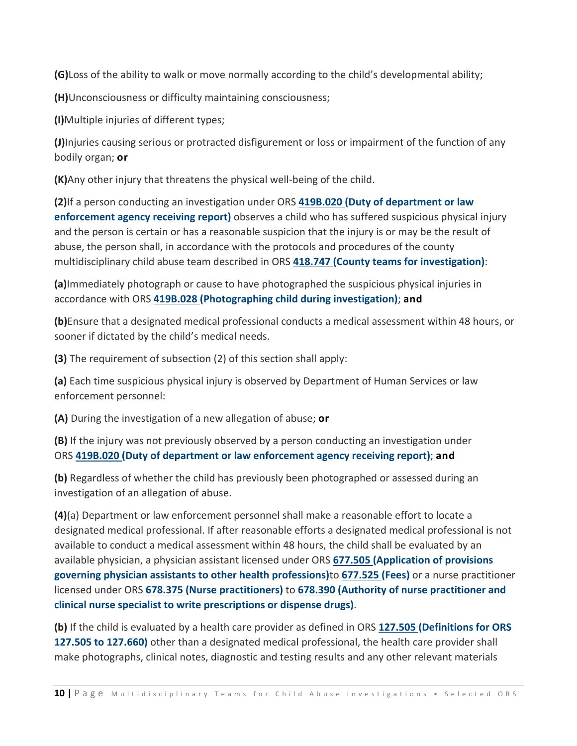**(G)**Loss of the ability to walk or move normally according to the child's developmental ability;

**(H)**Unconsciousness or difficulty maintaining consciousness;

**(I)**Multiple injuries of different types;

**(J)**Injuries causing serious or protracted disfigurement or loss or impairment of the function of any bodily organ; **or**

**(K)**Any other injury that threatens the physical well-being of the child.

**(2)**If a person conducting an investigation under ORS **419B.020 (Duty of department or law enforcement agency receiving report)** observes a child who has suffered suspicious physical injury and the person is certain or has a reasonable suspicion that the injury is or may be the result of abuse, the person shall, in accordance with the protocols and procedures of the county multidisciplinary child abuse team described in ORS **418.747 (County teams for investigation)**:

**(a)**Immediately photograph or cause to have photographed the suspicious physical injuries in accordance with ORS **419B.028 (Photographing child during investigation)**; **and**

**(b)**Ensure that a designated medical professional conducts a medical assessment within 48 hours, or sooner if dictated by the child's medical needs.

**(3)** The requirement of subsection (2) of this section shall apply:

**(a)** Each time suspicious physical injury is observed by Department of Human Services or law enforcement personnel:

**(A)** During the investigation of a new allegation of abuse; **or**

**(B)** If the injury was not previously observed by a person conducting an investigation under ORS **419B.020 (Duty of department or law enforcement agency receiving report)**; **and**

**(b)** Regardless of whether the child has previously been photographed or assessed during an investigation of an allegation of abuse.

**(4)**(a) Department or law enforcement personnel shall make a reasonable effort to locate a designated medical professional. If after reasonable efforts a designated medical professional is not available to conduct a medical assessment within 48 hours, the child shall be evaluated by an available physician, a physician assistant licensed under ORS **677.505 (Application of provisions governing physician assistants to other health professions)**to **677.525 (Fees)** or a nurse practitioner licensed under ORS **678.375 (Nurse practitioners)** to **678.390 (Authority of nurse practitioner and clinical nurse specialist to write prescriptions or dispense drugs)**.

**(b)** If the child is evaluated by a health care provider as defined in ORS **127.505 (Definitions for ORS 127.505 to 127.660)** other than a designated medical professional, the health care provider shall make photographs, clinical notes, diagnostic and testing results and any other relevant materials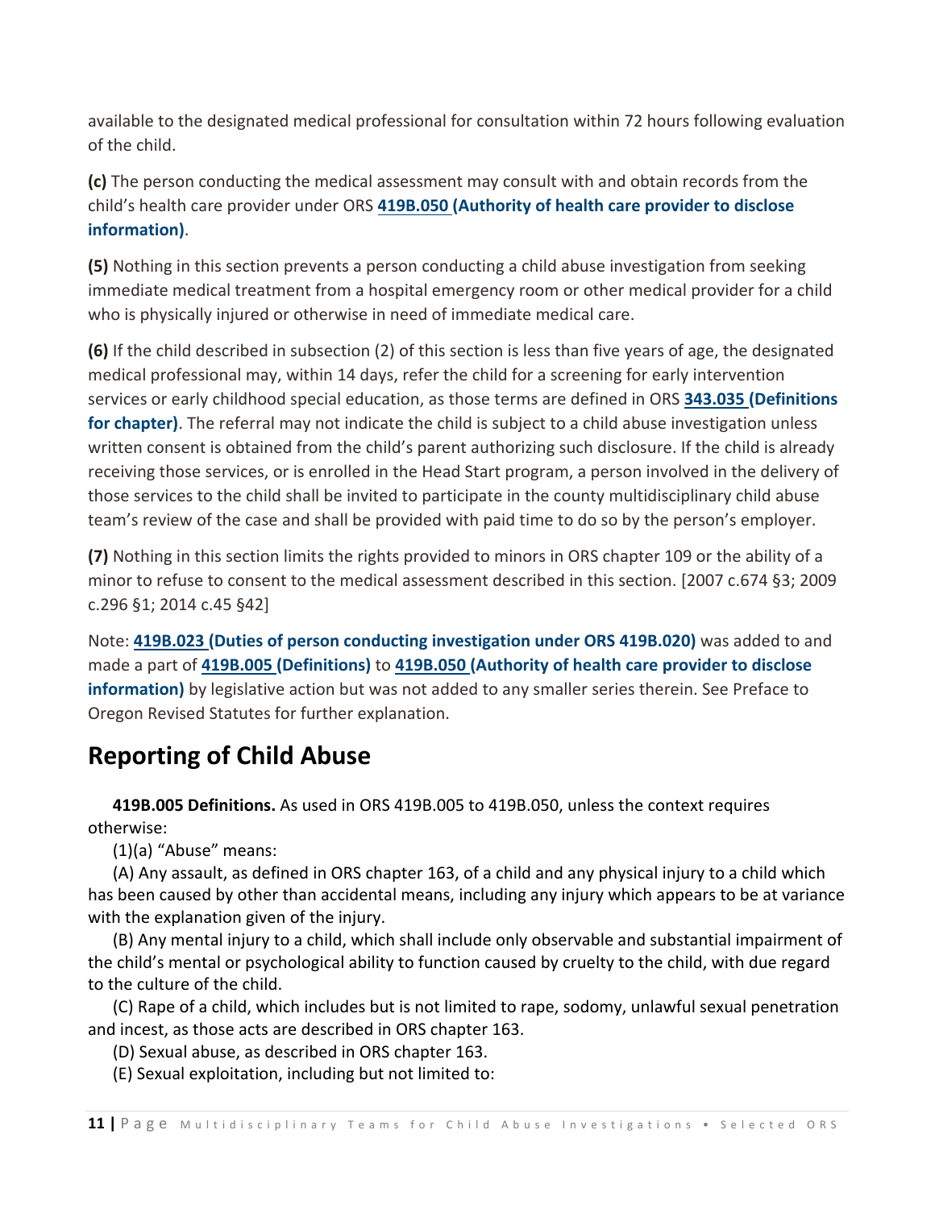available to the designated medical professional for consultation within 72 hours following evaluation of the child.

**(c)** The person conducting the medical assessment may consult with and obtain records from the child's health care provider under ORS **419B.050 (Authority of health care provider to disclose information)**.

**(5)** Nothing in this section prevents a person conducting a child abuse investigation from seeking immediate medical treatment from a hospital emergency room or other medical provider for a child who is physically injured or otherwise in need of immediate medical care.

**(6)** If the child described in subsection (2) of this section is less than five years of age, the designated medical professional may, within 14 days, refer the child for a screening for early intervention services or early childhood special education, as those terms are defined in ORS **343.035 (Definitions for chapter)**. The referral may not indicate the child is subject to a child abuse investigation unless written consent is obtained from the child's parent authorizing such disclosure. If the child is already receiving those services, or is enrolled in the Head Start program, a person involved in the delivery of those services to the child shall be invited to participate in the county multidisciplinary child abuse team's review of the case and shall be provided with paid time to do so by the person's employer.

**(7)** Nothing in this section limits the rights provided to minors in ORS chapter 109 or the ability of a minor to refuse to consent to the medical assessment described in this section. [2007 c.674 §3; 2009 c.296 §1; 2014 c.45 §42]

Note: **419B.023 (Duties of person conducting investigation under ORS 419B.020)** was added to and made a part of **419B.005 (Definitions)** to **419B.050 (Authority of health care provider to disclose information)** by legislative action but was not added to any smaller series therein. See Preface to Oregon Revised Statutes for further explanation.

## Reporting of Child Abuse

**419B.005 Definitions.** As used in ORS 419B.005 to 419B.050, unless the context requires otherwise:

(1)(a) "Abuse" means:

(A) Any assault, as defined in ORS chapter 163, of a child and any physical injury to a child which has been caused by other than accidental means, including any injury which appears to be at variance with the explanation given of the injury.

(B) Any mental injury to a child, which shall include only observable and substantial impairment of the child's mental or psychological ability to function caused by cruelty to the child, with due regard to the culture of the child.

(C) Rape of a child, which includes but is not limited to rape, sodomy, unlawful sexual penetration and incest, as those acts are described in ORS chapter 163.

(D) Sexual abuse, as described in ORS chapter 163.

(E) Sexual exploitation, including but not limited to: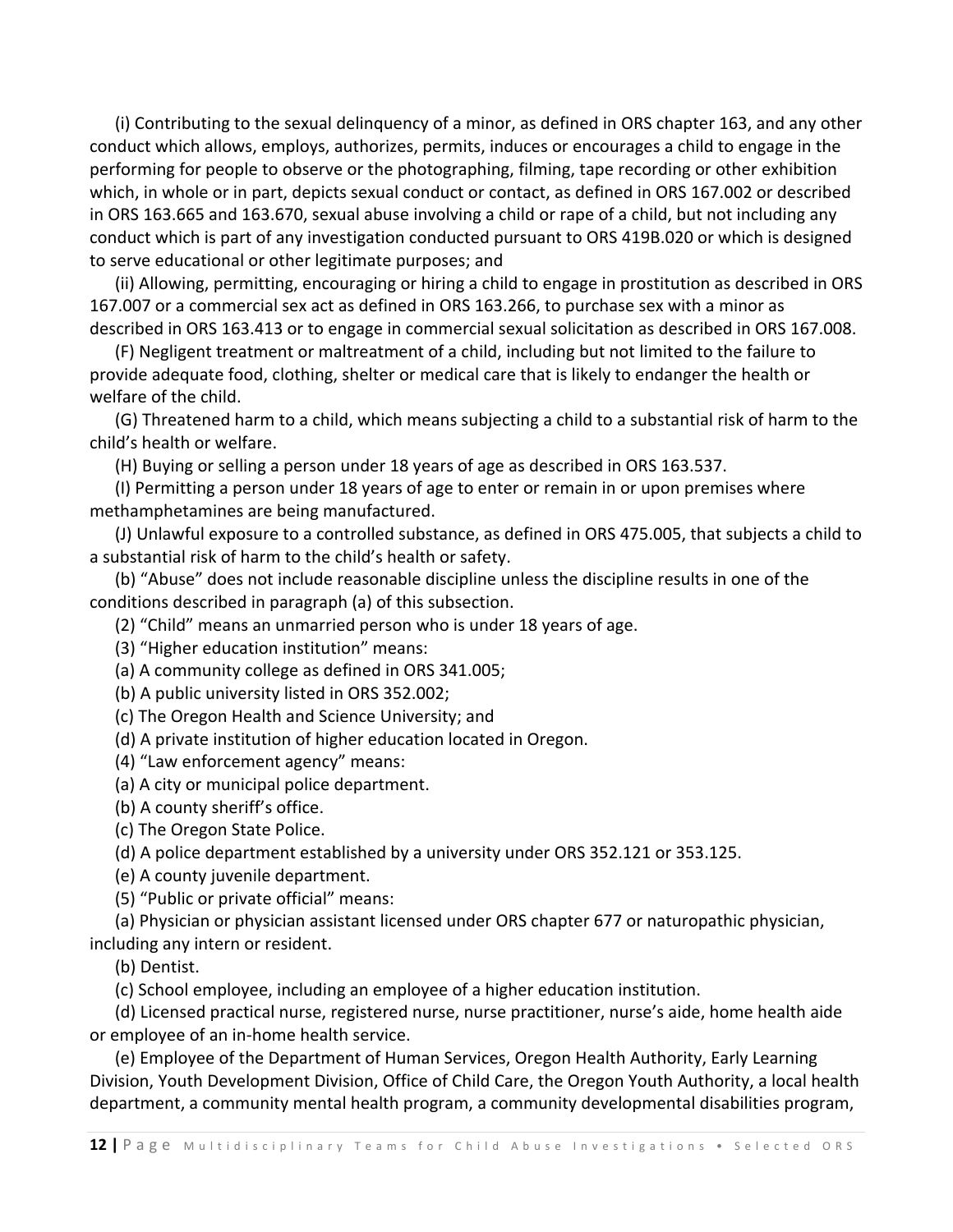(i) Contributing to the sexual delinquency of a minor, as defined in ORS chapter 163, and any other conduct which allows, employs, authorizes, permits, induces or encourages a child to engage in the performing for people to observe or the photographing, filming, tape recording or other exhibition which, in whole or in part, depicts sexual conduct or contact, as defined in ORS 167.002 or described in ORS 163.665 and 163.670, sexual abuse involving a child or rape of a child, but not including any conduct which is part of any investigation conducted pursuant to ORS 419B.020 or which is designed to serve educational or other legitimate purposes; and

(ii) Allowing, permitting, encouraging or hiring a child to engage in prostitution as described in ORS 167.007 or a commercial sex act as defined in ORS 163.266, to purchase sex with a minor as described in ORS 163.413 or to engage in commercial sexual solicitation as described in ORS 167.008.

(F) Negligent treatment or maltreatment of a child, including but not limited to the failure to provide adequate food, clothing, shelter or medical care that is likely to endanger the health or welfare of the child.

(G) Threatened harm to a child, which means subjecting a child to a substantial risk of harm to the child's health or welfare.

(H) Buying or selling a person under 18 years of age as described in ORS 163.537.

(I) Permitting a person under 18 years of age to enter or remain in or upon premises where methamphetamines are being manufactured.

(J) Unlawful exposure to a controlled substance, as defined in ORS 475.005, that subjects a child to a substantial risk of harm to the child's health or safety.

(b) "Abuse" does not include reasonable discipline unless the discipline results in one of the conditions described in paragraph (a) of this subsection.

(2) "Child" means an unmarried person who is under 18 years of age.

(3) "Higher education institution" means:

(a) A community college as defined in ORS 341.005;

(b) A public university listed in ORS 352.002;

(c) The Oregon Health and Science University; and

(d) A private institution of higher education located in Oregon.

(4) "Law enforcement agency" means:

(a) A city or municipal police department.

(b) A county sheriff's office.

(c) The Oregon State Police.

(d) A police department established by a university under ORS 352.121 or 353.125.

(e) A county juvenile department.

(5) "Public or private official" means:

(a) Physician or physician assistant licensed under ORS chapter 677 or naturopathic physician, including any intern or resident.

(b) Dentist.

(c) School employee, including an employee of a higher education institution.

(d) Licensed practical nurse, registered nurse, nurse practitioner, nurse's aide, home health aide or employee of an in-home health service.

(e) Employee of the Department of Human Services, Oregon Health Authority, Early Learning Division, Youth Development Division, Office of Child Care, the Oregon Youth Authority, a local health department, a community mental health program, a community developmental disabilities program,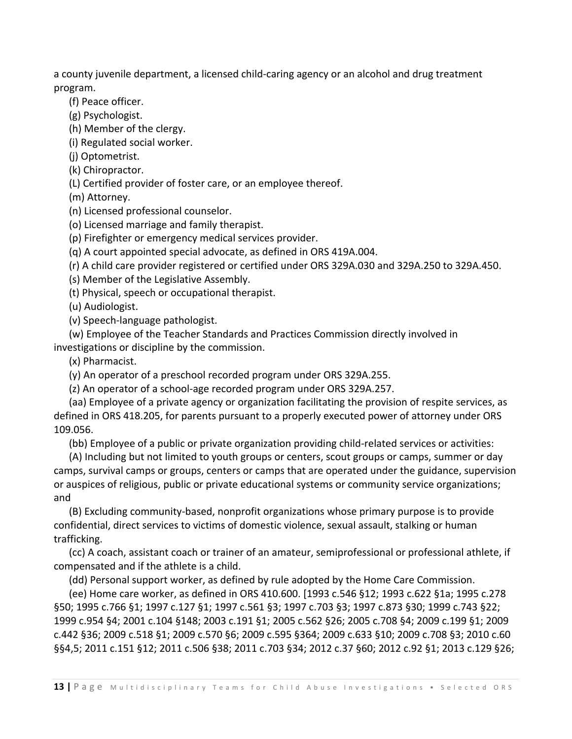a county juvenile department, a licensed child-caring agency or an alcohol and drug treatment program.

(f) Peace officer.

(g) Psychologist.

(h) Member of the clergy.

(i) Regulated social worker.

(j) Optometrist.

(k) Chiropractor.

(L) Certified provider of foster care, or an employee thereof.

(m) Attorney.

(n) Licensed professional counselor.

(o) Licensed marriage and family therapist.

(p) Firefighter or emergency medical services provider.

(q) A court appointed special advocate, as defined in ORS 419A.004.

(r) A child care provider registered or certified under ORS 329A.030 and 329A.250 to 329A.450.

(s) Member of the Legislative Assembly.

(t) Physical, speech or occupational therapist.

(u) Audiologist.

(v) Speech-language pathologist.

(w) Employee of the Teacher Standards and Practices Commission directly involved in investigations or discipline by the commission.

(x) Pharmacist.

(y) An operator of a preschool recorded program under ORS 329A.255.

(z) An operator of a school-age recorded program under ORS 329A.257.

(aa) Employee of a private agency or organization facilitating the provision of respite services, as defined in ORS 418.205, for parents pursuant to a properly executed power of attorney under ORS 109.056.

(bb) Employee of a public or private organization providing child-related services or activities:

(A) Including but not limited to youth groups or centers, scout groups or camps, summer or day camps, survival camps or groups, centers or camps that are operated under the guidance, supervision or auspices of religious, public or private educational systems or community service organizations; and

(B) Excluding community-based, nonprofit organizations whose primary purpose is to provide confidential, direct services to victims of domestic violence, sexual assault, stalking or human trafficking.

(cc) A coach, assistant coach or trainer of an amateur, semiprofessional or professional athlete, if compensated and if the athlete is a child.

(dd) Personal support worker, as defined by rule adopted by the Home Care Commission.

(ee) Home care worker, as defined in ORS 410.600. [1993 c.546 §12; 1993 c.622 §1a; 1995 c.278 §50; 1995 c.766 §1; 1997 c.127 §1; 1997 c.561 §3; 1997 c.703 §3; 1997 c.873 §30; 1999 c.743 §22; 1999 c.954 §4; 2001 c.104 §148; 2003 c.191 §1; 2005 c.562 §26; 2005 c.708 §4; 2009 c.199 §1; 2009 c.442 §36; 2009 c.518 §1; 2009 c.570 §6; 2009 c.595 §364; 2009 c.633 §10; 2009 c.708 §3; 2010 c.60 §§4,5; 2011 c.151 §12; 2011 c.506 §38; 2011 c.703 §34; 2012 c.37 §60; 2012 c.92 §1; 2013 c.129 §26;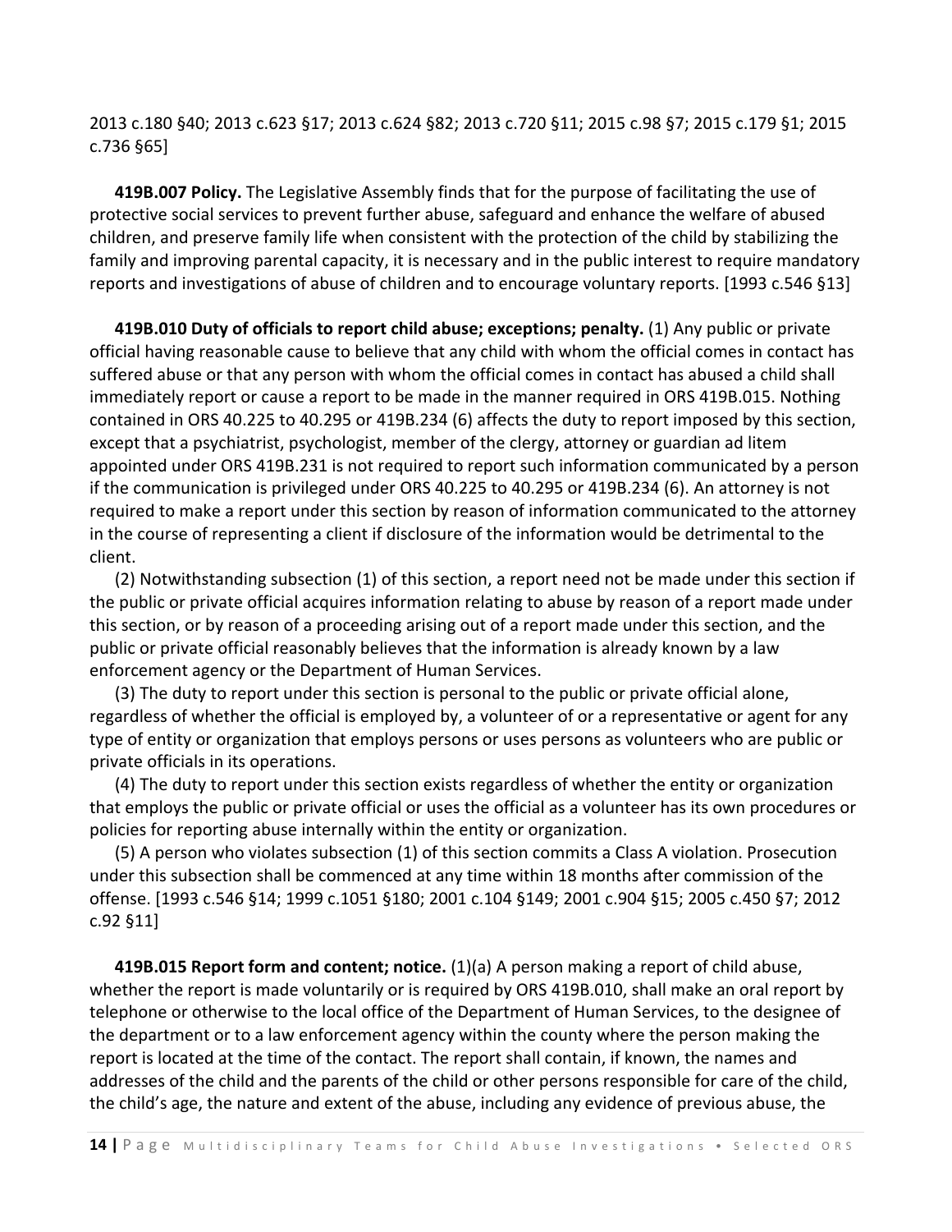2013 c.180 §40; 2013 c.623 §17; 2013 c.624 §82; 2013 c.720 §11; 2015 c.98 §7; 2015 c.179 §1; 2015 c.736 §65]

**419B.007 Policy.** The Legislative Assembly finds that for the purpose of facilitating the use of protective social services to prevent further abuse, safeguard and enhance the welfare of abused children, and preserve family life when consistent with the protection of the child by stabilizing the family and improving parental capacity, it is necessary and in the public interest to require mandatory reports and investigations of abuse of children and to encourage voluntary reports. [1993 c.546 §13]

**419B.010 Duty of officials to report child abuse; exceptions; penalty.** (1) Any public or private official having reasonable cause to believe that any child with whom the official comes in contact has suffered abuse or that any person with whom the official comes in contact has abused a child shall immediately report or cause a report to be made in the manner required in ORS 419B.015. Nothing contained in ORS 40.225 to 40.295 or 419B.234 (6) affects the duty to report imposed by this section, except that a psychiatrist, psychologist, member of the clergy, attorney or guardian ad litem appointed under ORS 419B.231 is not required to report such information communicated by a person if the communication is privileged under ORS 40.225 to 40.295 or 419B.234 (6). An attorney is not required to make a report under this section by reason of information communicated to the attorney in the course of representing a client if disclosure of the information would be detrimental to the client.

(2) Notwithstanding subsection (1) of this section, a report need not be made under this section if the public or private official acquires information relating to abuse by reason of a report made under this section, or by reason of a proceeding arising out of a report made under this section, and the public or private official reasonably believes that the information is already known by a law enforcement agency or the Department of Human Services.

(3) The duty to report under this section is personal to the public or private official alone, regardless of whether the official is employed by, a volunteer of or a representative or agent for any type of entity or organization that employs persons or uses persons as volunteers who are public or private officials in its operations.

(4) The duty to report under this section exists regardless of whether the entity or organization that employs the public or private official or uses the official as a volunteer has its own procedures or policies for reporting abuse internally within the entity or organization.

(5) A person who violates subsection (1) of this section commits a Class A violation. Prosecution under this subsection shall be commenced at any time within 18 months after commission of the offense. [1993 c.546 §14; 1999 c.1051 §180; 2001 c.104 §149; 2001 c.904 §15; 2005 c.450 §7; 2012 c.92 §11]

**419B.015 Report form and content; notice.** (1)(a) A person making a report of child abuse, whether the report is made voluntarily or is required by ORS 419B.010, shall make an oral report by telephone or otherwise to the local office of the Department of Human Services, to the designee of the department or to a law enforcement agency within the county where the person making the report is located at the time of the contact. The report shall contain, if known, the names and addresses of the child and the parents of the child or other persons responsible for care of the child, the child's age, the nature and extent of the abuse, including any evidence of previous abuse, the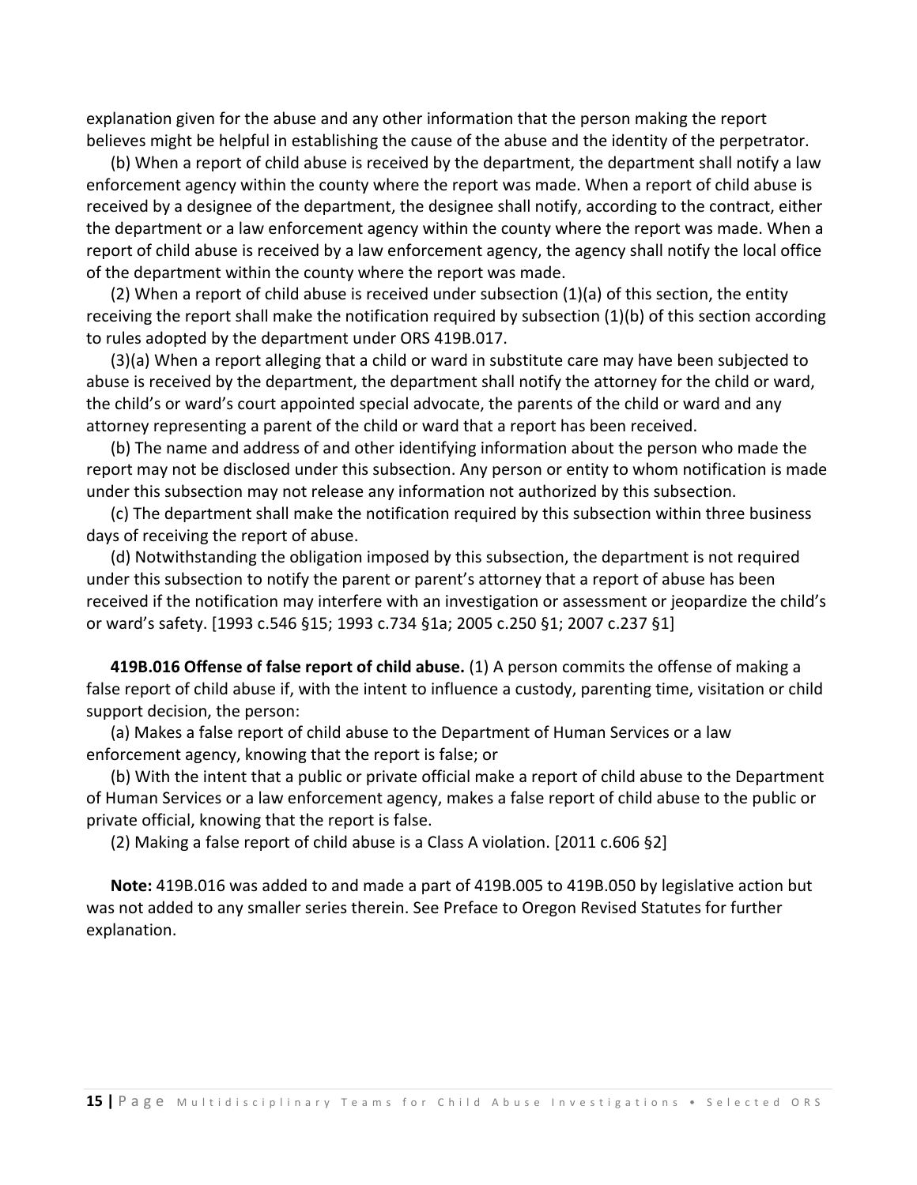explanation given for the abuse and any other information that the person making the report believes might be helpful in establishing the cause of the abuse and the identity of the perpetrator.

(b) When a report of child abuse is received by the department, the department shall notify a law enforcement agency within the county where the report was made. When a report of child abuse is received by a designee of the department, the designee shall notify, according to the contract, either the department or a law enforcement agency within the county where the report was made. When a report of child abuse is received by a law enforcement agency, the agency shall notify the local office of the department within the county where the report was made.

(2) When a report of child abuse is received under subsection (1)(a) of this section, the entity receiving the report shall make the notification required by subsection (1)(b) of this section according to rules adopted by the department under ORS 419B.017.

(3)(a) When a report alleging that a child or ward in substitute care may have been subjected to abuse is received by the department, the department shall notify the attorney for the child or ward, the child's or ward's court appointed special advocate, the parents of the child or ward and any attorney representing a parent of the child or ward that a report has been received.

(b) The name and address of and other identifying information about the person who made the report may not be disclosed under this subsection. Any person or entity to whom notification is made under this subsection may not release any information not authorized by this subsection.

(c) The department shall make the notification required by this subsection within three business days of receiving the report of abuse.

(d) Notwithstanding the obligation imposed by this subsection, the department is not required under this subsection to notify the parent or parent's attorney that a report of abuse has been received if the notification may interfere with an investigation or assessment or jeopardize the child's or ward's safety. [1993 c.546 §15; 1993 c.734 §1a; 2005 c.250 §1; 2007 c.237 §1]

**419B.016 Offense of false report of child abuse.** (1) A person commits the offense of making a false report of child abuse if, with the intent to influence a custody, parenting time, visitation or child support decision, the person:

(a) Makes a false report of child abuse to the Department of Human Services or a law enforcement agency, knowing that the report is false; or

(b) With the intent that a public or private official make a report of child abuse to the Department of Human Services or a law enforcement agency, makes a false report of child abuse to the public or private official, knowing that the report is false.

(2) Making a false report of child abuse is a Class A violation. [2011 c.606 §2]

**Note:** 419B.016 was added to and made a part of 419B.005 to 419B.050 by legislative action but was not added to any smaller series therein. See Preface to Oregon Revised Statutes for further explanation.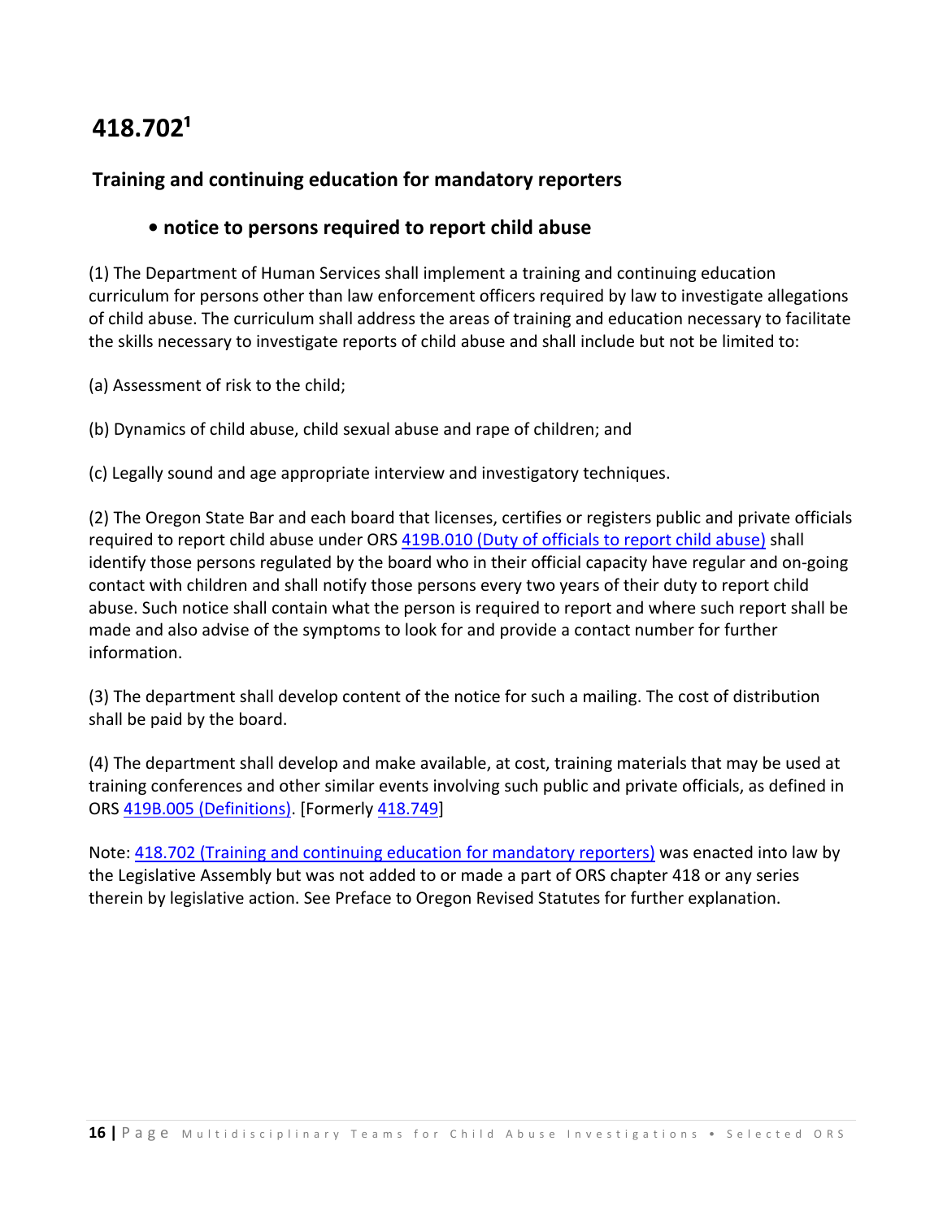# 418.702[1]

## Training and continuing education for mandatory reporters

### • notice to persons required to report child abuse

(1) The Department of Human Services shall implement a training and continuing education curriculum for persons other than law enforcement officers required by law to investigate allegations of child abuse. The curriculum shall address the areas of training and education necessary to facilitate the skills necessary to investigate reports of child abuse and shall include but not be limited to:

(a) Assessment of risk to the child;

(b) Dynamics of child abuse, child sexual abuse and rape of children; and

(c) Legally sound and age appropriate interview and investigatory techniques.

(2) The Oregon State Bar and each board that licenses, certifies or registers public and private officials required to report child abuse under ORS 419B.010 (Duty of officials to report child abuse) shall identify those persons regulated by the board who in their official capacity have regular and on-going contact with children and shall notify those persons every two years of their duty to report child abuse. Such notice shall contain what the person is required to report and where such report shall be made and also advise of the symptoms to look for and provide a contact number for further information.

(3) The department shall develop content of the notice for such a mailing. The cost of distribution shall be paid by the board.

(4) The department shall develop and make available, at cost, training materials that may be used at training conferences and other similar events involving such public and private officials, as defined in ORS 419B.005 (Definitions). [Formerly 418.749]

Note: 418.702 (Training and continuing education for mandatory reporters) was enacted into law by the Legislative Assembly but was not added to or made a part of ORS chapter 418 or any series therein by legislative action. See Preface to Oregon Revised Statutes for further explanation.